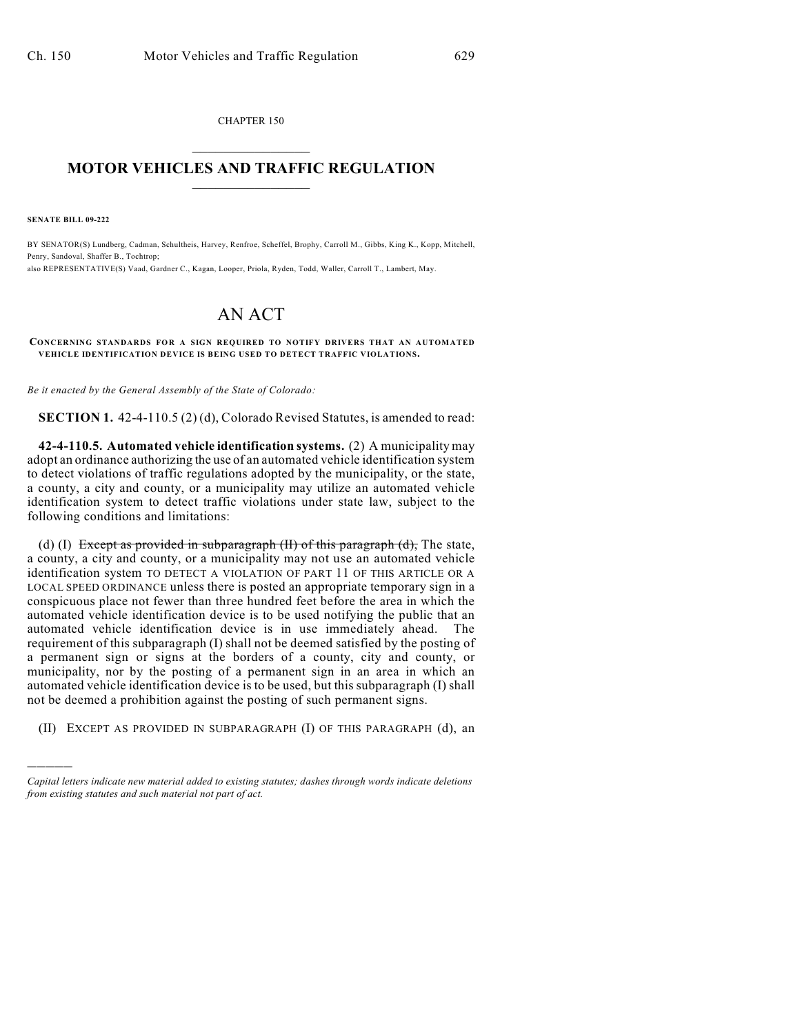CHAPTER 150

# MOTOR VEHICLES AND TRAFFIC REGULATION

**SENATE BILL 09-222**

BY SENATOR(S) Lundberg, Cadman, Schultheis, Harvey, Renfroe, Scheffel, Brophy, Carroll M., Gibbs, King K., Kopp, Mitchell, Penry, Sandoval, Shaffer B., Tochtrop;
also REPRESENTATIVE(S) Vaad, Gardner C., Kagan, Looper, Priola, Ryden, Todd, Waller, Carroll T., Lambert, May.

# AN ACT

**CONCERNING STANDARDS FOR A SIGN REQUIRED TO NOTIFY DRIVERS THAT AN AUTOMATED VEHICLE IDENTIFICATION DEVICE IS BEING USED TO DETECT TRAFFIC VIOLATIONS.**

*Be it enacted by the General Assembly of the State of Colorado:*

**SECTION 1.** 42-4-110.5 (2) (d), Colorado Revised Statutes, is amended to read:

**42-4-110.5. Automated vehicle identification systems.** (2) A municipality may adopt an ordinance authorizing the use of an automated vehicle identification system to detect violations of traffic regulations adopted by the municipality, or the state, a county, a city and county, or a municipality may utilize an automated vehicle identification system to detect traffic violations under state law, subject to the following conditions and limitations:

(d) (I) ~~Except as provided in subparagraph (II) of this paragraph (d),~~ The state, a county, a city and county, or a municipality may not use an automated vehicle identification system TO DETECT A VIOLATION OF PART 11 OF THIS ARTICLE OR A LOCAL SPEED ORDINANCE unless there is posted an appropriate temporary sign in a conspicuous place not fewer than three hundred feet before the area in which the automated vehicle identification device is to be used notifying the public that an automated vehicle identification device is in use immediately ahead. The requirement of this subparagraph (I) shall not be deemed satisfied by the posting of a permanent sign or signs at the borders of a county, city and county, or municipality, nor by the posting of a permanent sign in an area in which an automated vehicle identification device is to be used, but this subparagraph (I) shall not be deemed a prohibition against the posting of such permanent signs.

(II) EXCEPT AS PROVIDED IN SUBPARAGRAPH (I) OF THIS PARAGRAPH (d), an

---

*Capital letters indicate new material added to existing statutes; dashes through words indicate deletions from existing statutes and such material not part of act.*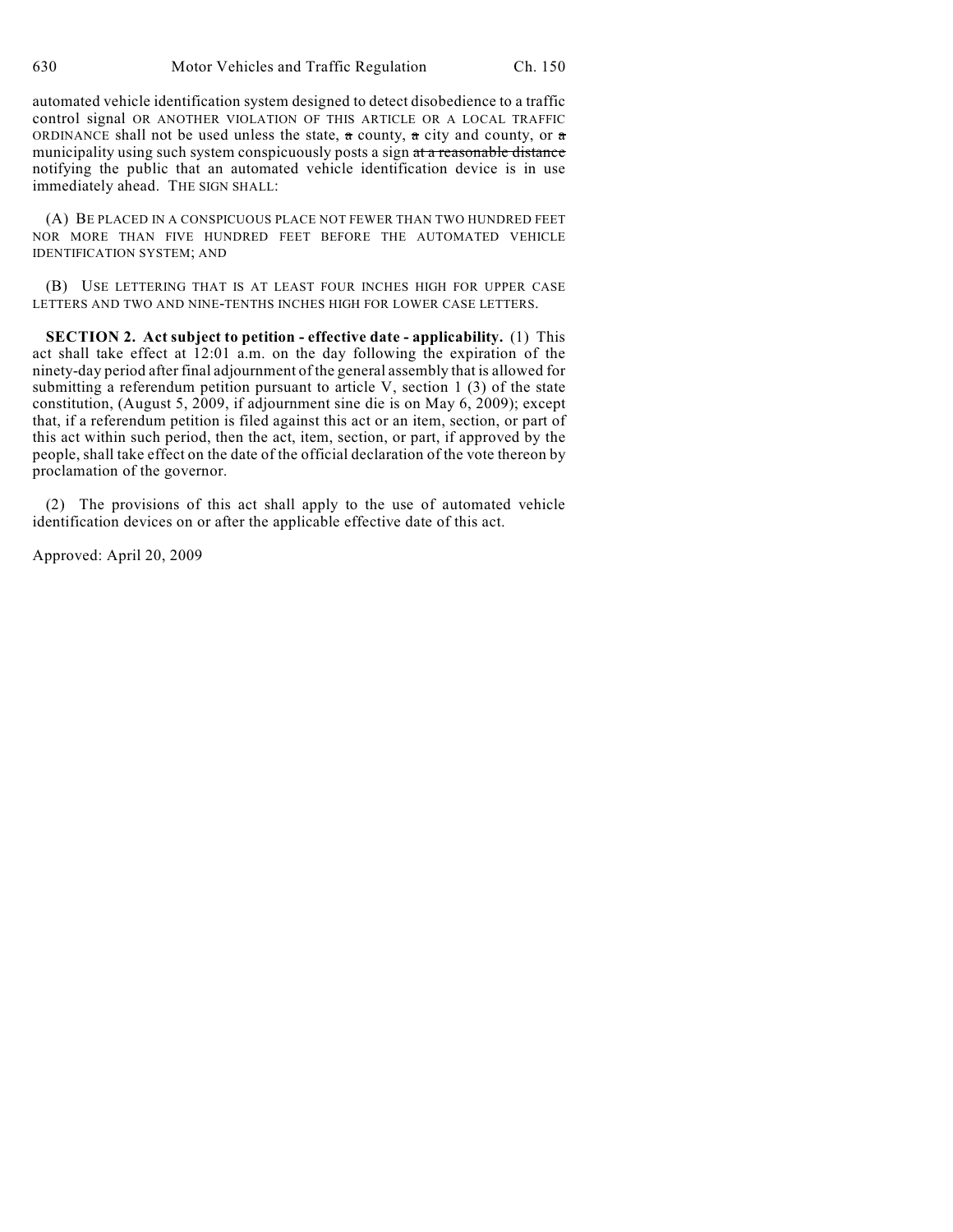automated vehicle identification system designed to detect disobedience to a traffic control signal OR ANOTHER VIOLATION OF THIS ARTICLE OR A LOCAL TRAFFIC ORDINANCE shall not be used unless the state, ~~a~~ county, ~~a~~ city and county, or ~~a~~ municipality using such system conspicuously posts a sign ~~at a reasonable distance~~ notifying the public that an automated vehicle identification device is in use immediately ahead. THE SIGN SHALL:

(A) BE PLACED IN A CONSPICUOUS PLACE NOT FEWER THAN TWO HUNDRED FEET NOR MORE THAN FIVE HUNDRED FEET BEFORE THE AUTOMATED VEHICLE IDENTIFICATION SYSTEM; AND

(B) USE LETTERING THAT IS AT LEAST FOUR INCHES HIGH FOR UPPER CASE LETTERS AND TWO AND NINE-TENTHS INCHES HIGH FOR LOWER CASE LETTERS.

**SECTION 2. Act subject to petition - effective date - applicability.** (1) This act shall take effect at 12:01 a.m. on the day following the expiration of the ninety-day period after final adjournment of the general assembly that is allowed for submitting a referendum petition pursuant to article V, section 1 (3) of the state constitution, (August 5, 2009, if adjournment sine die is on May 6, 2009); except that, if a referendum petition is filed against this act or an item, section, or part of this act within such period, then the act, item, section, or part, if approved by the people, shall take effect on the date of the official declaration of the vote thereon by proclamation of the governor.

(2) The provisions of this act shall apply to the use of automated vehicle identification devices on or after the applicable effective date of this act.

Approved: April 20, 2009